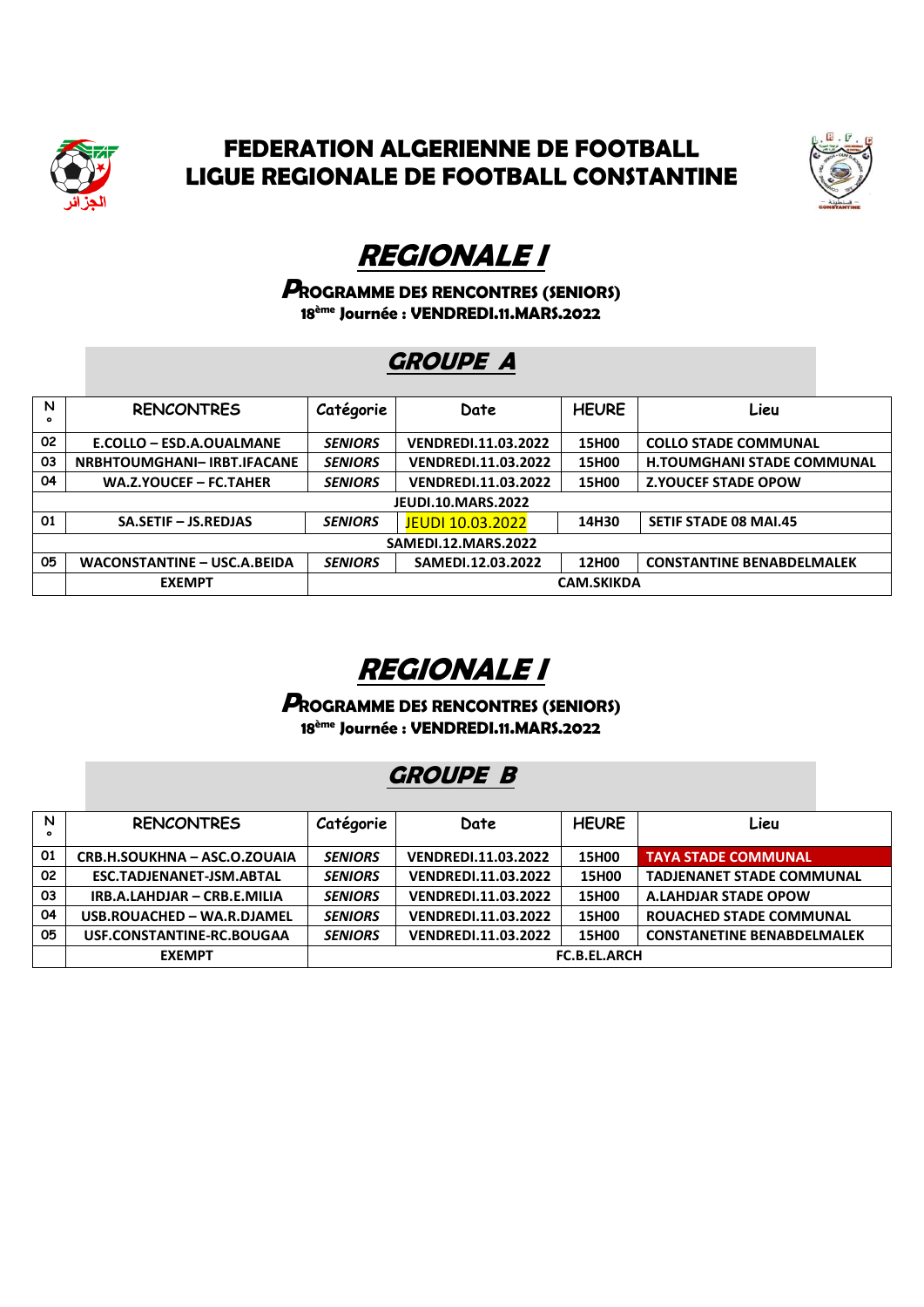# FEDERATION ALGERIENNE DE FOOTBALL
# LIGUE REGIONALE DE FOOTBALL CONSTANTINE

## *REGIONALE I*

**PROGRAMME DES RENCONTRES (SENIORS)**
**18ème Journée : VENDREDI.11.MARS.2022**

### *GROUPE A*

| N° | RENCONTRES | Catégorie | Date | HEURE | Lieu |
|---|---|---|---|---|---|
| 02 | E.COLLO – ESD.A.OUALMANE | *SENIORS* | VENDREDI.11.03.2022 | 15H00 | COLLO STADE COMMUNAL |
| 03 | NRBHTOUMGHANI– IRBT.IFACANE | *SENIORS* | VENDREDI.11.03.2022 | 15H00 | H.TOUMGHANI STADE COMMUNAL |
| 04 | WA.Z.YOUCEF – FC.TAHER | *SENIORS* | VENDREDI.11.03.2022 | 15H00 | Z.YOUCEF STADE OPOW |
| | | | JEUDI.10.MARS.2022 | | |
| 01 | SA.SETIF – JS.REDJAS | *SENIORS* | JEUDI 10.03.2022 | 14H30 | SETIF STADE 08 MAI.45 |
| | | | SAMEDI.12.MARS.2022 | | |
| 05 | WACONSTANTINE – USC.A.BEIDA | *SENIORS* | SAMEDI.12.03.2022 | 12H00 | CONSTANTINE BENABDELMALEK |
| | EXEMPT | | | CAM.SKIKDA | |

## *REGIONALE I*

**PROGRAMME DES RENCONTRES (SENIORS)**
**18ème Journée : VENDREDI.11.MARS.2022**

### *GROUPE B*

| N° | RENCONTRES | Catégorie | Date | HEURE | Lieu |
|---|---|---|---|---|---|
| 01 | CRB.H.SOUKHNA – ASC.O.ZOUAIA | *SENIORS* | VENDREDI.11.03.2022 | 15H00 | TAYA STADE COMMUNAL |
| 02 | ESC.TADJENANET-JSM.ABTAL | *SENIORS* | VENDREDI.11.03.2022 | 15H00 | TADJENANET STADE COMMUNAL |
| 03 | IRB.A.LAHDJAR – CRB.E.MILIA | *SENIORS* | VENDREDI.11.03.2022 | 15H00 | A.LAHDJAR STADE OPOW |
| 04 | USB.ROUACHED – WA.R.DJAMEL | *SENIORS* | VENDREDI.11.03.2022 | 15H00 | ROUACHED STADE COMMUNAL |
| 05 | USF.CONSTANTINE-RC.BOUGAA | *SENIORS* | VENDREDI.11.03.2022 | 15H00 | CONSTANETINE BENABDELMALEK |
| | EXEMPT | | | FC.B.EL.ARCH | |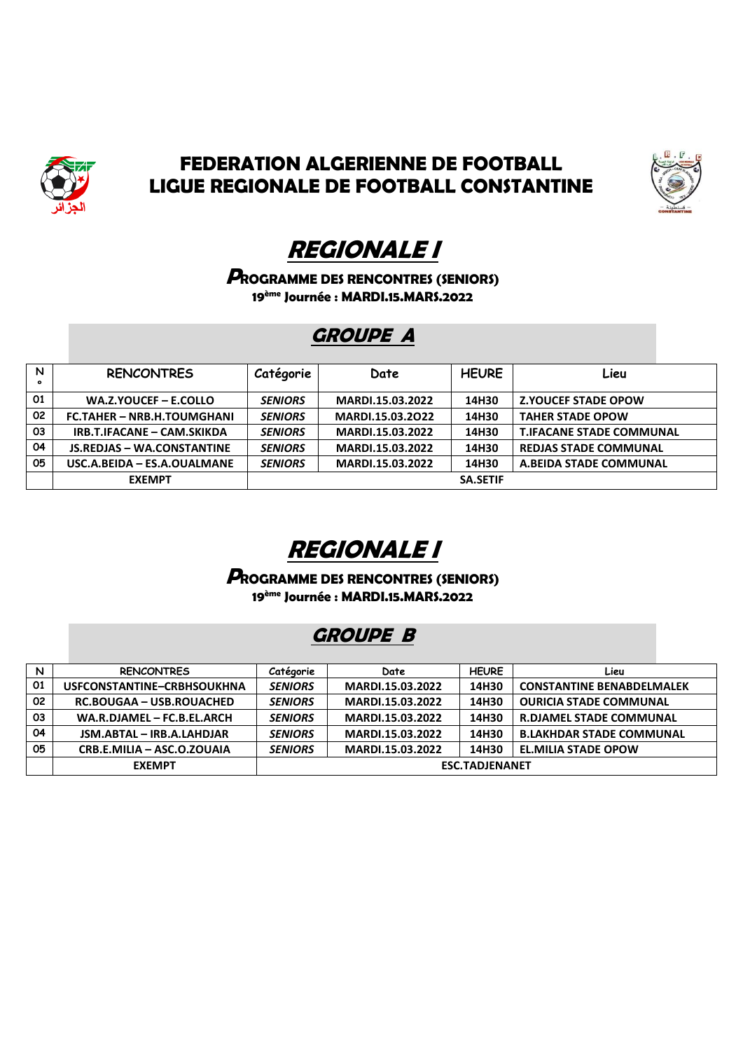# FEDERATION ALGERIENNE DE FOOTBALL
# LIGUE REGIONALE DE FOOTBALL CONSTANTINE

## *REGIONALE I*

**PROGRAMME DES RENCONTRES (SENIORS)**
**19ème Journée : MARDI.15.MARS.2022**

### *GROUPE A*

| N° | RENCONTRES | Catégorie | Date | HEURE | Lieu |
|---|---|---|---|---|---|
| 01 | WA.Z.YOUCEF – E.COLLO | *SENIORS* | MARDI.15.03.2022 | 14H30 | Z.YOUCEF STADE OPOW |
| 02 | FC.TAHER – NRB.H.TOUMGHANI | *SENIORS* | MARDI.15.03.2022 | 14H30 | TAHER STADE OPOW |
| 03 | IRB.T.IFACANE – CAM.SKIKDA | *SENIORS* | MARDI.15.03.2022 | 14H30 | T.IFACANE STADE COMMUNAL |
| 04 | JS.REDJAS – WA.CONSTANTINE | *SENIORS* | MARDI.15.03.2022 | 14H30 | REDJAS STADE COMMUNAL |
| 05 | USC.A.BEIDA – ES.A.OUALMANE | *SENIORS* | MARDI.15.03.2022 | 14H30 | A.BEIDA STADE COMMUNAL |
| | EXEMPT | SA.SETIF | | | |

## *REGIONALE I*

**PROGRAMME DES RENCONTRES (SENIORS)**
**19ème Journée : MARDI.15.MARS.2022**

### *GROUPE B*

| N | RENCONTRES | Catégorie | Date | HEURE | Lieu |
|---|---|---|---|---|---|
| 01 | USFCONSTANTINE–CRBHSOUKHNA | *SENIORS* | MARDI.15.03.2022 | 14H30 | CONSTANTINE BENABDELMALEK |
| 02 | RC.BOUGAA – USB.ROUACHED | *SENIORS* | MARDI.15.03.2022 | 14H30 | OURICIA STADE COMMUNAL |
| 03 | WA.R.DJAMEL – FC.B.EL.ARCH | *SENIORS* | MARDI.15.03.2022 | 14H30 | R.DJAMEL STADE COMMUNAL |
| 04 | JSM.ABTAL – IRB.A.LAHDJAR | *SENIORS* | MARDI.15.03.2022 | 14H30 | B.LAKHDAR STADE COMMUNAL |
| 05 | CRB.E.MILIA – ASC.O.ZOUAIA | *SENIORS* | MARDI.15.03.2022 | 14H30 | EL.MILIA STADE OPOW |
| | EXEMPT | ESC.TADJENANET | | | |